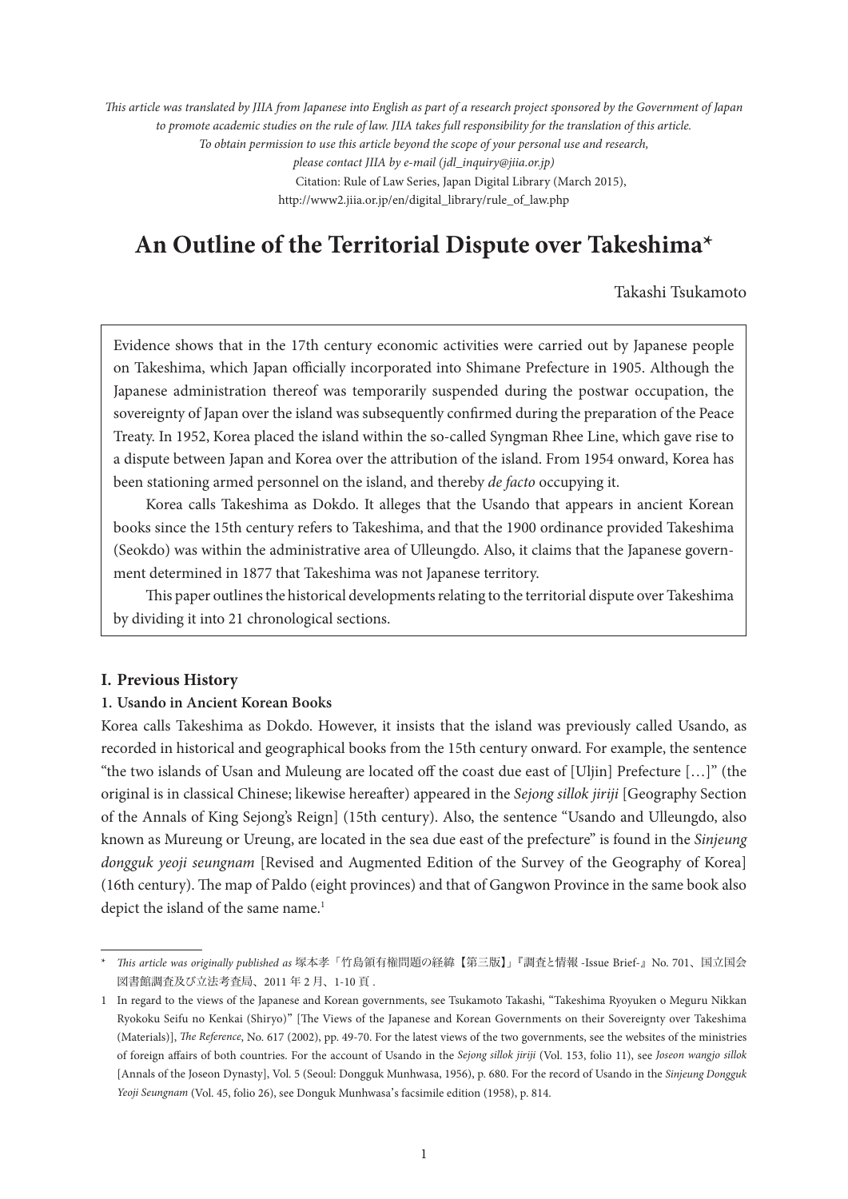*This article was translated by JIIA from Japanese into English as part of a research project sponsored by the Government of Japan to promote academic studies on the rule of law. JIIA takes full responsibility for the translation of this article. To obtain permission to use this article beyond the scope of your personal use and research, please contact JIIA by e-mail (jdl_inquiry@jiia.or.jp)*

Citation: Rule of Law Series, Japan Digital Library (March 2015), http://www2.jiia.or.jp/en/digital_library/rule_of_law.php

# An Outline of the Territorial Dispute over Takeshima*

Takashi Tsukamoto

Evidence shows that in the 17th century economic activities were carried out by Japanese people on Takeshima, which Japan officially incorporated into Shimane Prefecture in 1905. Although the Japanese administration thereof was temporarily suspended during the postwar occupation, the sovereignty of Japan over the island was subsequently confirmed during the preparation of the Peace Treaty. In 1952, Korea placed the island within the so-called Syngman Rhee Line, which gave rise to a dispute between Japan and Korea over the attribution of the island. From 1954 onward, Korea has been stationing armed personnel on the island, and thereby *de facto* occupying it.

Korea calls Takeshima as Dokdo. It alleges that the Usando that appears in ancient Korean books since the 15th century refers to Takeshima, and that the 1900 ordinance provided Takeshima (Seokdo) was within the administrative area of Ulleungdo. Also, it claims that the Japanese government determined in 1877 that Takeshima was not Japanese territory.

This paper outlines the historical developments relating to the territorial dispute over Takeshima by dividing it into 21 chronological sections.

## I. Previous History

### 1. Usando in Ancient Korean Books

Korea calls Takeshima as Dokdo. However, it insists that the island was previously called Usando, as recorded in historical and geographical books from the 15th century onward. For example, the sentence "the two islands of Usan and Muleung are located off the coast due east of [Uljin] Prefecture […]" (the original is in classical Chinese; likewise hereafter) appeared in the *Sejong sillok jiriji* [Geography Section of the Annals of King Sejong's Reign] (15th century). Also, the sentence "Usando and Ulleungdo, also known as Mureung or Ureung, are located in the sea due east of the prefecture" is found in the *Sinjeung dongguk yeoji seungnam* [Revised and Augmented Edition of the Survey of the Geography of Korea] (16th century). The map of Paldo (eight provinces) and that of Gangwon Province in the same book also depict the island of the same name.[1]

---

\* *This article was originally published as* 塚本孝「竹島領有権問題の経緯【第三版】」『調査と情報 -Issue Brief-』No. 701、国立国会図書館調査及び立法考査局、2011 年 2 月、1-10 頁 .

1 In regard to the views of the Japanese and Korean governments, see Tsukamoto Takashi, "Takeshima Ryoyuken o Meguru Nikkan Ryokoku Seifu no Kenkai (Shiryo)" [The Views of the Japanese and Korean Governments on their Sovereignty over Takeshima (Materials)], *The Reference*, No. 617 (2002), pp. 49-70. For the latest views of the two governments, see the websites of the ministries of foreign affairs of both countries. For the account of Usando in the *Sejong sillok jiriji* (Vol. 153, folio 11), see *Joseon wangjo sillok* [Annals of the Joseon Dynasty], Vol. 5 (Seoul: Dongguk Munhwasa, 1956), p. 680. For the record of Usando in the *Sinjeung Dongguk Yeoji Seungnam* (Vol. 45, folio 26), see Donguk Munhwasa's facsimile edition (1958), p. 814.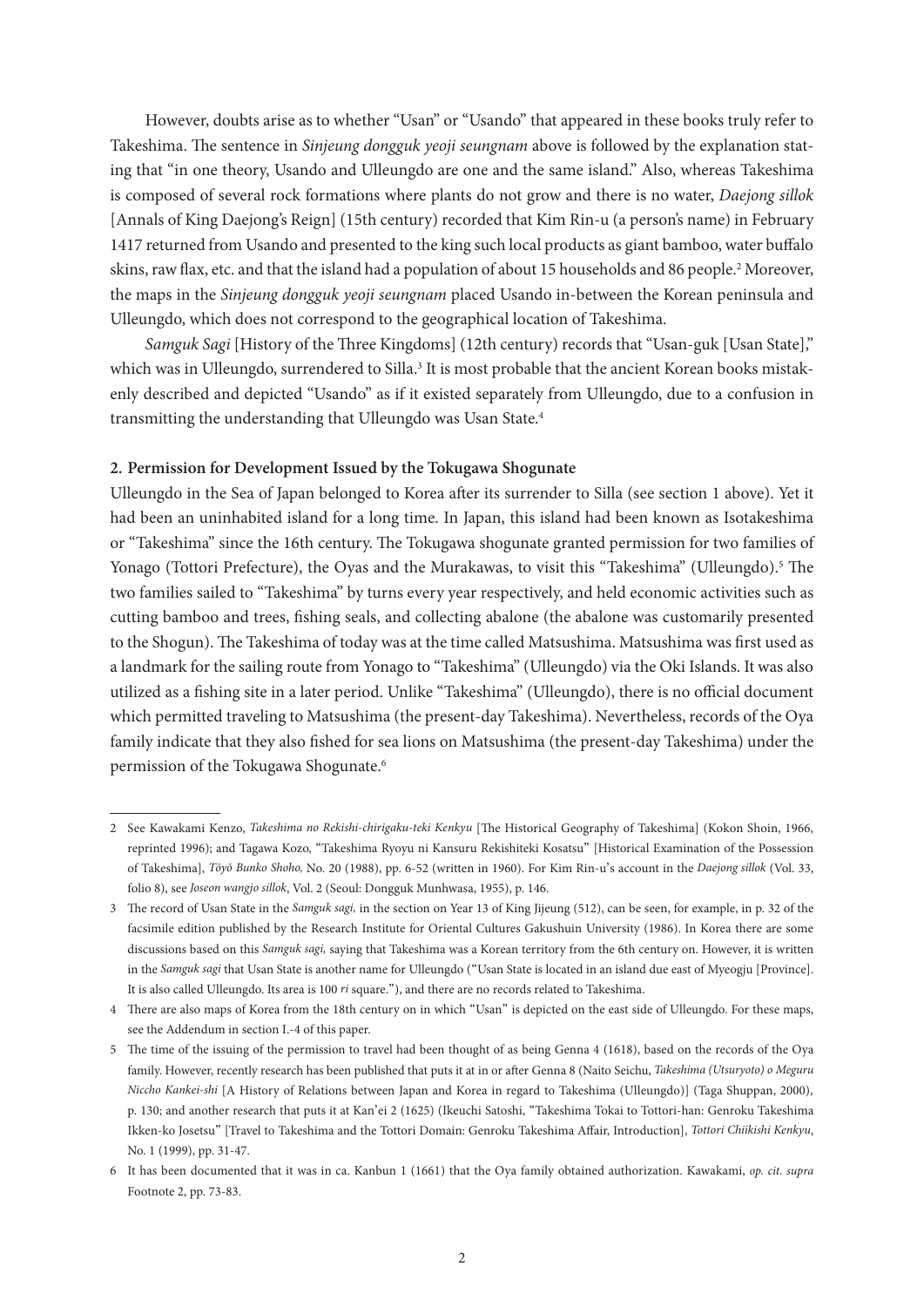However, doubts arise as to whether "Usan" or "Usando" that appeared in these books truly refer to Takeshima. The sentence in *Sinjeung dongguk yeoji seungnam* above is followed by the explanation stating that "in one theory, Usando and Ulleungdo are one and the same island." Also, whereas Takeshima is composed of several rock formations where plants do not grow and there is no water, *Daejong sillok* [Annals of King Daejong's Reign] (15th century) recorded that Kim Rin-u (a person's name) in February 1417 returned from Usando and presented to the king such local products as giant bamboo, water buffalo skins, raw flax, etc. and that the island had a population of about 15 households and 86 people.[2] Moreover, the maps in the *Sinjeung dongguk yeoji seungnam* placed Usando in-between the Korean peninsula and Ulleungdo, which does not correspond to the geographical location of Takeshima.

*Samguk Sagi* [History of the Three Kingdoms] (12th century) records that "Usan-guk [Usan State]," which was in Ulleungdo, surrendered to Silla.[3] It is most probable that the ancient Korean books mistakenly described and depicted "Usando" as if it existed separately from Ulleungdo, due to a confusion in transmitting the understanding that Ulleungdo was Usan State.[4]

**2. Permission for Development Issued by the Tokugawa Shogunate**

Ulleungdo in the Sea of Japan belonged to Korea after its surrender to Silla (see section 1 above). Yet it had been an uninhabited island for a long time. In Japan, this island had been known as Isotakeshima or "Takeshima" since the 16th century. The Tokugawa shogunate granted permission for two families of Yonago (Tottori Prefecture), the Oyas and the Murakawas, to visit this "Takeshima" (Ulleungdo).[5] The two families sailed to "Takeshima" by turns every year respectively, and held economic activities such as cutting bamboo and trees, fishing seals, and collecting abalone (the abalone was customarily presented to the Shogun). The Takeshima of today was at the time called Matsushima. Matsushima was first used as a landmark for the sailing route from Yonago to "Takeshima" (Ulleungdo) via the Oki Islands. It was also utilized as a fishing site in a later period. Unlike "Takeshima" (Ulleungdo), there is no official document which permitted traveling to Matsushima (the present-day Takeshima). Nevertheless, records of the Oya family indicate that they also fished for sea lions on Matsushima (the present-day Takeshima) under the permission of the Tokugawa Shogunate.[6]

---

2 See Kawakami Kenzo, *Takeshima no Rekishi-chirigaku-teki Kenkyu* [The Historical Geography of Takeshima] (Kokon Shoin, 1966, reprinted 1996); and Tagawa Kozo, "Takeshima Ryoyu ni Kansuru Rekishiteki Kosatsu" [Historical Examination of the Possession of Takeshima], *Tōyō Bunko Shoho,* No. 20 (1988), pp. 6-52 (written in 1960). For Kim Rin-u's account in the *Daejong sillok* (Vol. 33, folio 8), see *Joseon wangjo sillok*, Vol. 2 (Seoul: Dongguk Munhwasa, 1955), p. 146.

3 The record of Usan State in the *Samguk sagi,* in the section on Year 13 of King Jijeung (512), can be seen, for example, in p. 32 of the facsimile edition published by the Research Institute for Oriental Cultures Gakushuin University (1986). In Korea there are some discussions based on this *Samguk sagi,* saying that Takeshima was a Korean territory from the 6th century on. However, it is written in the *Samguk sagi* that Usan State is another name for Ulleungdo ("Usan State is located in an island due east of Myeogju [Province]. It is also called Ulleungdo. Its area is 100 *ri* square."), and there are no records related to Takeshima.

4 There are also maps of Korea from the 18th century on in which "Usan" is depicted on the east side of Ulleungdo. For these maps, see the Addendum in section I.-4 of this paper.

5 The time of the issuing of the permission to travel had been thought of as being Genna 4 (1618), based on the records of the Oya family. However, recently research has been published that puts it at in or after Genna 8 (Naito Seichu, *Takeshima (Utsuryoto) o Meguru Niccho Kankei-shi* [A History of Relations between Japan and Korea in regard to Takeshima (Ulleungdo)] (Taga Shuppan, 2000), p. 130; and another research that puts it at Kan'ei 2 (1625) (Ikeuchi Satoshi, "Takeshima Tokai to Tottori-han: Genroku Takeshima Ikken-ko Josetsu" [Travel to Takeshima and the Tottori Domain: Genroku Takeshima Affair, Introduction], *Tottori Chiikishi Kenkyu*, No. 1 (1999), pp. 31-47.

6 It has been documented that it was in ca. Kanbun 1 (1661) that the Oya family obtained authorization. Kawakami, *op. cit. supra* Footnote 2, pp. 73-83.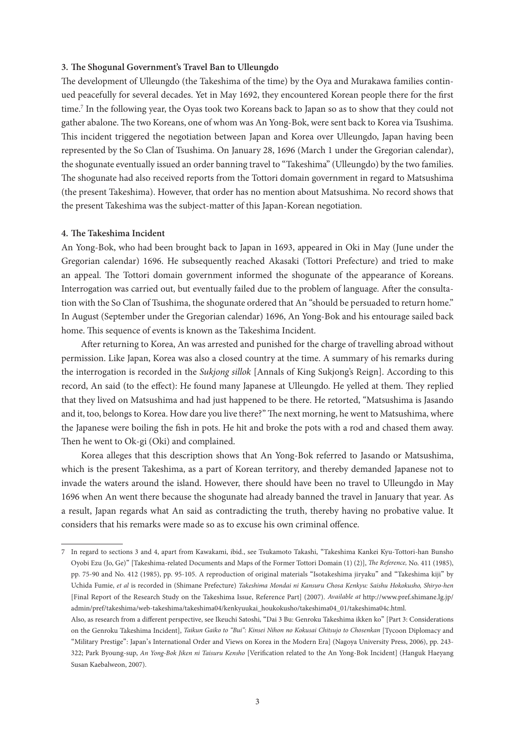### 3. The Shogunal Government's Travel Ban to Ulleungdo

The development of Ulleungdo (the Takeshima of the time) by the Oya and Murakawa families continued peacefully for several decades. Yet in May 1692, they encountered Korean people there for the first time.[7] In the following year, the Oyas took two Koreans back to Japan so as to show that they could not gather abalone. The two Koreans, one of whom was An Yong-Bok, were sent back to Korea via Tsushima. This incident triggered the negotiation between Japan and Korea over Ulleungdo, Japan having been represented by the So Clan of Tsushima. On January 28, 1696 (March 1 under the Gregorian calendar), the shogunate eventually issued an order banning travel to "Takeshima" (Ulleungdo) by the two families. The shogunate had also received reports from the Tottori domain government in regard to Matsushima (the present Takeshima). However, that order has no mention about Matsushima. No record shows that the present Takeshima was the subject-matter of this Japan-Korean negotiation.

### 4. The Takeshima Incident

An Yong-Bok, who had been brought back to Japan in 1693, appeared in Oki in May (June under the Gregorian calendar) 1696. He subsequently reached Akasaki (Tottori Prefecture) and tried to make an appeal. The Tottori domain government informed the shogunate of the appearance of Koreans. Interrogation was carried out, but eventually failed due to the problem of language. After the consultation with the So Clan of Tsushima, the shogunate ordered that An "should be persuaded to return home." In August (September under the Gregorian calendar) 1696, An Yong-Bok and his entourage sailed back home. This sequence of events is known as the Takeshima Incident.

After returning to Korea, An was arrested and punished for the charge of travelling abroad without permission. Like Japan, Korea was also a closed country at the time. A summary of his remarks during the interrogation is recorded in the *Sukjong sillok* [Annals of King Sukjong's Reign]. According to this record, An said (to the effect): He found many Japanese at Ulleungdo. He yelled at them. They replied that they lived on Matsushima and had just happened to be there. He retorted, "Matsushima is Jasando and it, too, belongs to Korea. How dare you live there?" The next morning, he went to Matsushima, where the Japanese were boiling the fish in pots. He hit and broke the pots with a rod and chased them away. Then he went to Ok-gi (Oki) and complained.

Korea alleges that this description shows that An Yong-Bok referred to Jasando or Matsushima, which is the present Takeshima, as a part of Korean territory, and thereby demanded Japanese not to invade the waters around the island. However, there should have been no travel to Ulleungdo in May 1696 when An went there because the shogunate had already banned the travel in January that year. As a result, Japan regards what An said as contradicting the truth, thereby having no probative value. It considers that his remarks were made so as to excuse his own criminal offence.

---

7 In regard to sections 3 and 4, apart from Kawakami, ibid., see Tsukamoto Takashi, "Takeshima Kankei Kyu-Tottori-han Bunsho Oyobi Ezu (Jo, Ge)" [Takeshima-related Documents and Maps of the Former Tottori Domain (1) (2)], *The Reference,* No. 411 (1985), pp. 75-90 and No. 412 (1985), pp. 95-105. A reproduction of original materials "Isotakeshima jiryaku" and "Takeshima kiji" by Uchida Fumie, *et al* is recorded in (Shimane Prefecture) *Takeshima Mondai ni Kansuru Chosa Kenkyu: Saishu Hokokusho, Shiryo-hen* [Final Report of the Research Study on the Takeshima Issue, Reference Part] (2007). *Available at* http://www.pref.shimane.lg.jp/admin/pref/takeshima/web-takeshima/takeshima04/kenkyuukai_houkokusho/takeshima04_01/takeshima04c.html.
Also, as research from a different perspective, see Ikeuchi Satoshi, "Dai 3 Bu: Genroku Takeshima ikken ko" [Part 3: Considerations on the Genroku Takeshima Incident], *Taikun Gaiko to "Bui": Kinsei Nihon no Kokusai Chitsujo to Chosenkan* [Tycoon Diplomacy and "Military Prestige": Japan's International Order and Views on Korea in the Modern Era] (Nagoya University Press, 2006), pp. 243-322; Park Byoung-sup, *An Yong-Bok Jiken ni Taisuru Kensho* [Verification related to the An Yong-Bok Incident] (Hanguk Haeyang Susan Kaebalweon, 2007).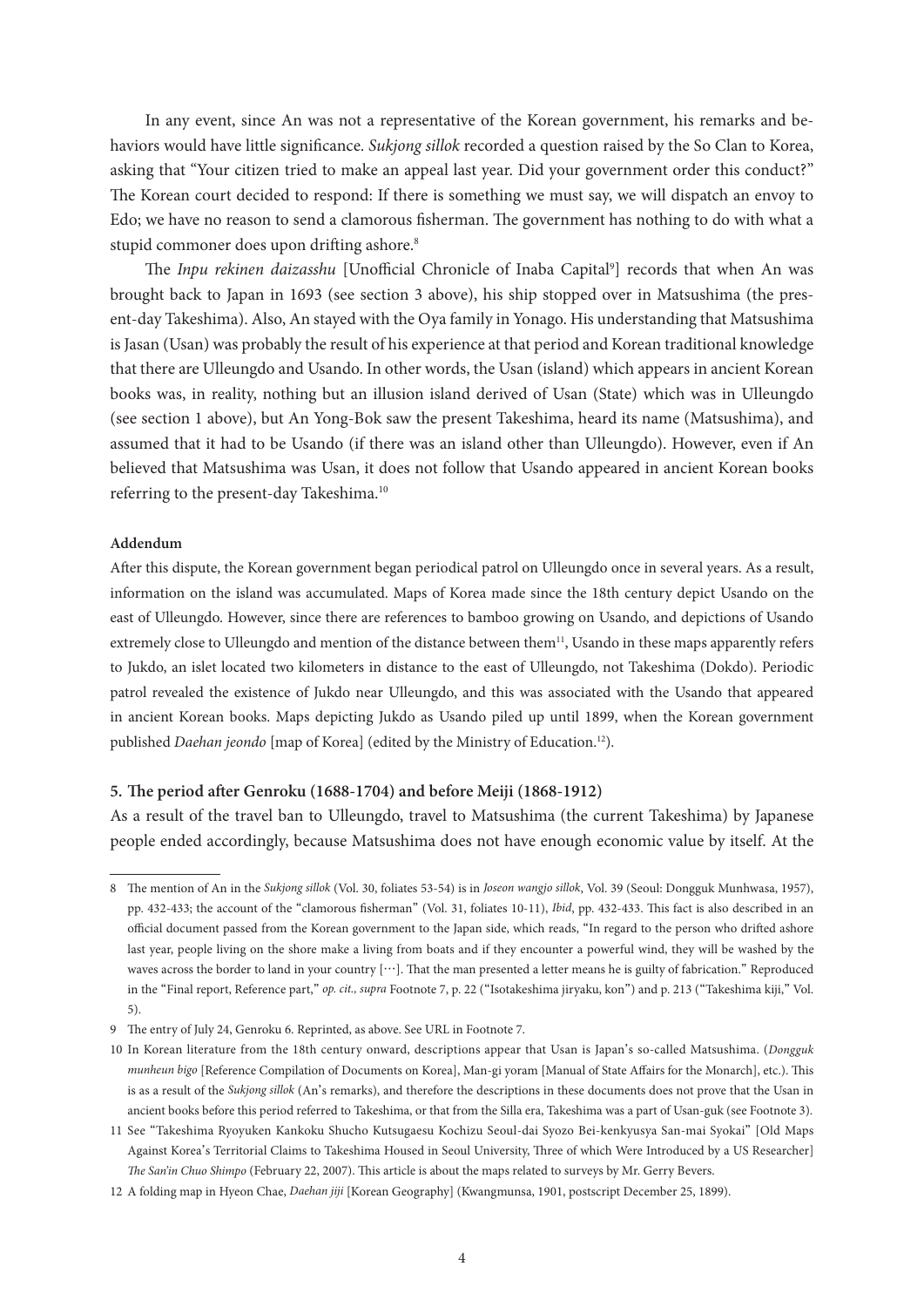In any event, since An was not a representative of the Korean government, his remarks and behaviors would have little significance. *Sukjong sillok* recorded a question raised by the So Clan to Korea, asking that "Your citizen tried to make an appeal last year. Did your government order this conduct?" The Korean court decided to respond: If there is something we must say, we will dispatch an envoy to Edo; we have no reason to send a clamorous fisherman. The government has nothing to do with what a stupid commoner does upon drifting ashore.[8]

The *Inpu rekinen daizasshu* [Unofficial Chronicle of Inaba Capital[9]] records that when An was brought back to Japan in 1693 (see section 3 above), his ship stopped over in Matsushima (the present-day Takeshima). Also, An stayed with the Oya family in Yonago. His understanding that Matsushima is Jasan (Usan) was probably the result of his experience at that period and Korean traditional knowledge that there are Ulleungdo and Usando. In other words, the Usan (island) which appears in ancient Korean books was, in reality, nothing but an illusion island derived of Usan (State) which was in Ulleungdo (see section 1 above), but An Yong-Bok saw the present Takeshima, heard its name (Matsushima), and assumed that it had to be Usando (if there was an island other than Ulleungdo). However, even if An believed that Matsushima was Usan, it does not follow that Usando appeared in ancient Korean books referring to the present-day Takeshima.[10]

**Addendum**

After this dispute, the Korean government began periodical patrol on Ulleungdo once in several years. As a result, information on the island was accumulated. Maps of Korea made since the 18th century depict Usando on the east of Ulleungdo. However, since there are references to bamboo growing on Usando, and depictions of Usando extremely close to Ulleungdo and mention of the distance between them[11], Usando in these maps apparently refers to Jukdo, an islet located two kilometers in distance to the east of Ulleungdo, not Takeshima (Dokdo). Periodic patrol revealed the existence of Jukdo near Ulleungdo, and this was associated with the Usando that appeared in ancient Korean books. Maps depicting Jukdo as Usando piled up until 1899, when the Korean government published *Daehan jeondo* [map of Korea] (edited by the Ministry of Education.[12]).

## 5. The period after Genroku (1688-1704) and before Meiji (1868-1912)

As a result of the travel ban to Ulleungdo, travel to Matsushima (the current Takeshima) by Japanese people ended accordingly, because Matsushima does not have enough economic value by itself. At the

---

8 The mention of An in the *Sukjong sillok* (Vol. 30, foliates 53-54) is in *Joseon wangjo sillok*, Vol. 39 (Seoul: Dongguk Munhwasa, 1957), pp. 432-433; the account of the "clamorous fisherman" (Vol. 31, foliates 10-11), *Ibid*, pp. 432-433. This fact is also described in an official document passed from the Korean government to the Japan side, which reads, "In regard to the person who drifted ashore last year, people living on the shore make a living from boats and if they encounter a powerful wind, they will be washed by the waves across the border to land in your country […]. That the man presented a letter means he is guilty of fabrication." Reproduced in the "Final report, Reference part," *op. cit., supra* Footnote 7, p. 22 ("Isotakeshima jiryaku, kon") and p. 213 ("Takeshima kiji," Vol. 5).

9 The entry of July 24, Genroku 6. Reprinted, as above. See URL in Footnote 7.

10 In Korean literature from the 18th century onward, descriptions appear that Usan is Japan's so-called Matsushima. (*Dongguk munheun bigo* [Reference Compilation of Documents on Korea], Man-gi yoram [Manual of State Affairs for the Monarch], etc.). This is as a result of the *Sukjong sillok* (An's remarks), and therefore the descriptions in these documents does not prove that the Usan in ancient books before this period referred to Takeshima, or that from the Silla era, Takeshima was a part of Usan-guk (see Footnote 3).

11 See "Takeshima Ryoyuken Kankoku Shucho Kutsugaesu Kochizu Seoul-dai Syozo Bei-kenkyusya San-mai Syokai" [Old Maps Against Korea's Territorial Claims to Takeshima Housed in Seoul University, Three of which Were Introduced by a US Researcher] *The San'in Chuo Shimpo* (February 22, 2007). This article is about the maps related to surveys by Mr. Gerry Bevers.

12 A folding map in Hyeon Chae, *Daehan jiji* [Korean Geography] (Kwangmunsa, 1901, postscript December 25, 1899).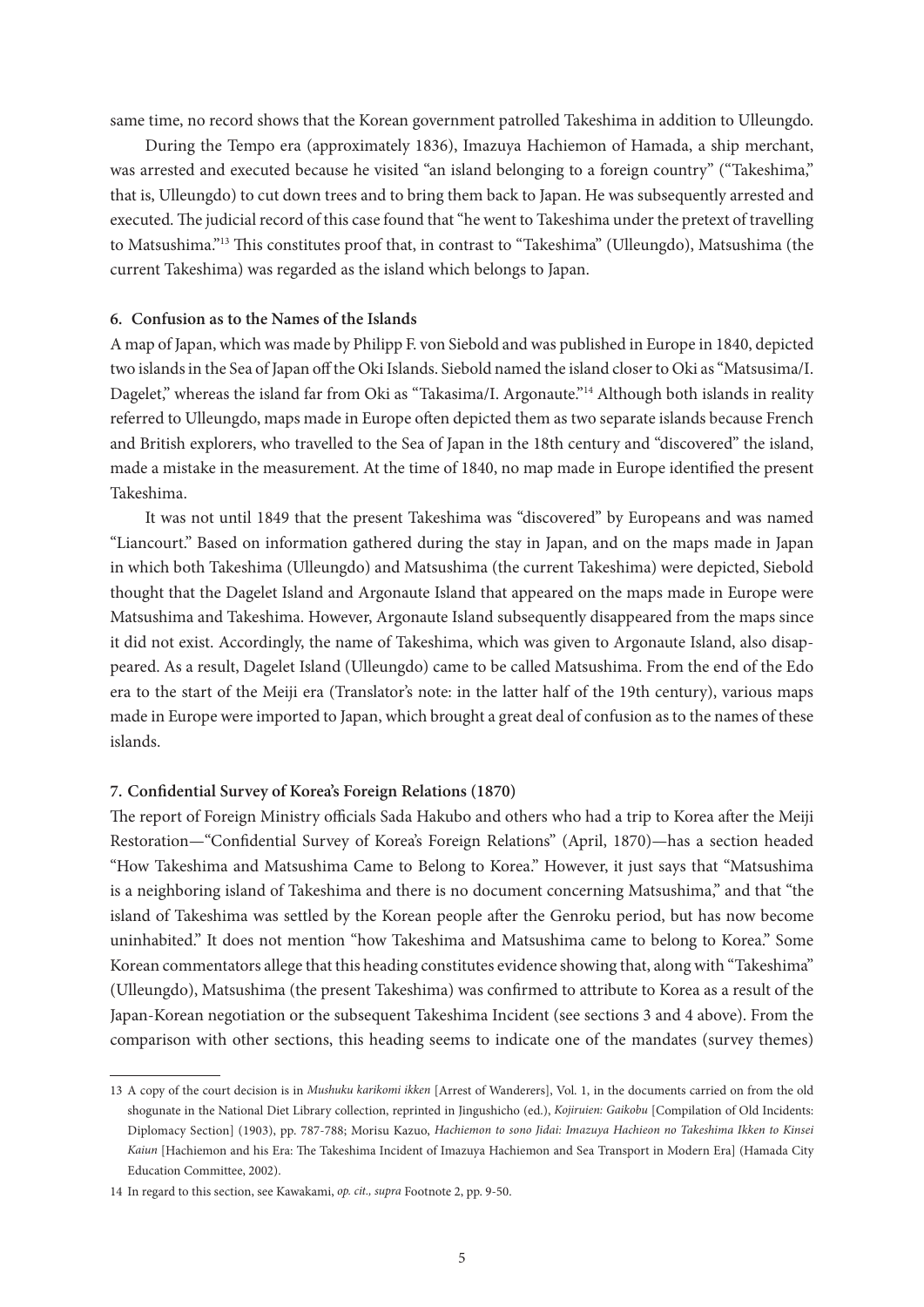same time, no record shows that the Korean government patrolled Takeshima in addition to Ulleungdo.

During the Tempo era (approximately 1836), Imazuya Hachiemon of Hamada, a ship merchant, was arrested and executed because he visited "an island belonging to a foreign country" ("Takeshima," that is, Ulleungdo) to cut down trees and to bring them back to Japan. He was subsequently arrested and executed. The judicial record of this case found that "he went to Takeshima under the pretext of travelling to Matsushima."[13] This constitutes proof that, in contrast to "Takeshima" (Ulleungdo), Matsushima (the current Takeshima) was regarded as the island which belongs to Japan.

### 6. Confusion as to the Names of the Islands

A map of Japan, which was made by Philipp F. von Siebold and was published in Europe in 1840, depicted two islands in the Sea of Japan off the Oki Islands. Siebold named the island closer to Oki as "Matsusima/I. Dagelet," whereas the island far from Oki as "Takasima/I. Argonaute."[14] Although both islands in reality referred to Ulleungdo, maps made in Europe often depicted them as two separate islands because French and British explorers, who travelled to the Sea of Japan in the 18th century and "discovered" the island, made a mistake in the measurement. At the time of 1840, no map made in Europe identified the present Takeshima.

It was not until 1849 that the present Takeshima was "discovered" by Europeans and was named "Liancourt." Based on information gathered during the stay in Japan, and on the maps made in Japan in which both Takeshima (Ulleungdo) and Matsushima (the current Takeshima) were depicted, Siebold thought that the Dagelet Island and Argonaute Island that appeared on the maps made in Europe were Matsushima and Takeshima. However, Argonaute Island subsequently disappeared from the maps since it did not exist. Accordingly, the name of Takeshima, which was given to Argonaute Island, also disappeared. As a result, Dagelet Island (Ulleungdo) came to be called Matsushima. From the end of the Edo era to the start of the Meiji era (Translator's note: in the latter half of the 19th century), various maps made in Europe were imported to Japan, which brought a great deal of confusion as to the names of these islands.

### 7. Confidential Survey of Korea's Foreign Relations (1870)

The report of Foreign Ministry officials Sada Hakubo and others who had a trip to Korea after the Meiji Restoration—"Confidential Survey of Korea's Foreign Relations" (April, 1870)—has a section headed "How Takeshima and Matsushima Came to Belong to Korea." However, it just says that "Matsushima is a neighboring island of Takeshima and there is no document concerning Matsushima," and that "the island of Takeshima was settled by the Korean people after the Genroku period, but has now become uninhabited." It does not mention "how Takeshima and Matsushima came to belong to Korea." Some Korean commentators allege that this heading constitutes evidence showing that, along with "Takeshima" (Ulleungdo), Matsushima (the present Takeshima) was confirmed to attribute to Korea as a result of the Japan-Korean negotiation or the subsequent Takeshima Incident (see sections 3 and 4 above). From the comparison with other sections, this heading seems to indicate one of the mandates (survey themes)

---

13 A copy of the court decision is in *Mushuku karikomi ikken* [Arrest of Wanderers], Vol. 1, in the documents carried on from the old shogunate in the National Diet Library collection, reprinted in Jingushicho (ed.), *Kojiruien: Gaikobu* [Compilation of Old Incidents: Diplomacy Section] (1903), pp. 787-788; Morisu Kazuo, *Hachiemon to sono Jidai: Imazuya Hachieon no Takeshima Ikken to Kinsei Kaiun* [Hachiemon and his Era: The Takeshima Incident of Imazuya Hachiemon and Sea Transport in Modern Era] (Hamada City Education Committee, 2002).

14 In regard to this section, see Kawakami, *op. cit., supra* Footnote 2, pp. 9-50.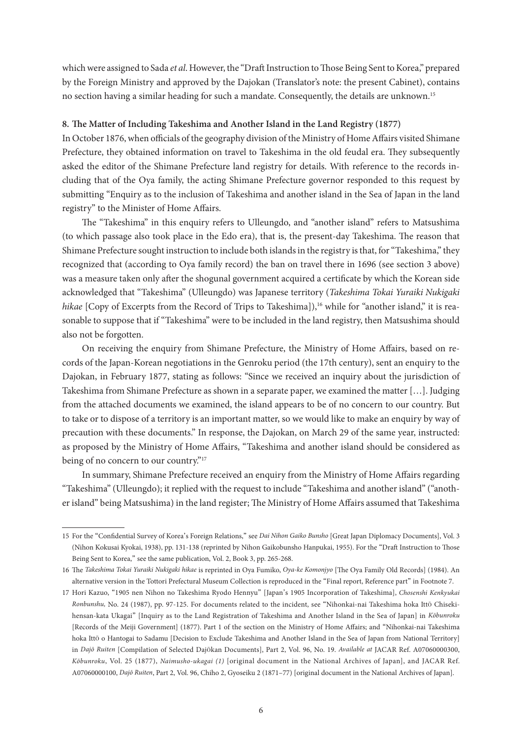which were assigned to Sada *et al*. However, the "Draft Instruction to Those Being Sent to Korea," prepared by the Foreign Ministry and approved by the Dajokan (Translator's note: the present Cabinet), contains no section having a similar heading for such a mandate. Consequently, the details are unknown.[15]

**8. The Matter of Including Takeshima and Another Island in the Land Registry (1877)**

In October 1876, when officials of the geography division of the Ministry of Home Affairs visited Shimane Prefecture, they obtained information on travel to Takeshima in the old feudal era. They subsequently asked the editor of the Shimane Prefecture land registry for details. With reference to the records including that of the Oya family, the acting Shimane Prefecture governor responded to this request by submitting "Enquiry as to the inclusion of Takeshima and another island in the Sea of Japan in the land registry" to the Minister of Home Affairs.

The "Takeshima" in this enquiry refers to Ulleungdo, and "another island" refers to Matsushima (to which passage also took place in the Edo era), that is, the present-day Takeshima. The reason that Shimane Prefecture sought instruction to include both islands in the registry is that, for "Takeshima," they recognized that (according to Oya family record) the ban on travel there in 1696 (see section 3 above) was a measure taken only after the shogunal government acquired a certificate by which the Korean side acknowledged that "Takeshima" (Ulleungdo) was Japanese territory (*Takeshima Tokai Yuraiki Nukigaki hikae* [Copy of Excerpts from the Record of Trips to Takeshima]),[16] while for "another island," it is reasonable to suppose that if "Takeshima" were to be included in the land registry, then Matsushima should also not be forgotten.

On receiving the enquiry from Shimane Prefecture, the Ministry of Home Affairs, based on records of the Japan-Korean negotiations in the Genroku period (the 17th century), sent an enquiry to the Dajokan, in February 1877, stating as follows: "Since we received an inquiry about the jurisdiction of Takeshima from Shimane Prefecture as shown in a separate paper, we examined the matter […]. Judging from the attached documents we examined, the island appears to be of no concern to our country. But to take or to dispose of a territory is an important matter, so we would like to make an enquiry by way of precaution with these documents." In response, the Dajokan, on March 29 of the same year, instructed: as proposed by the Ministry of Home Affairs, "Takeshima and another island should be considered as being of no concern to our country."[17]

In summary, Shimane Prefecture received an enquiry from the Ministry of Home Affairs regarding "Takeshima" (Ulleungdo); it replied with the request to include "Takeshima and another island" ("another island" being Matsushima) in the land register; The Ministry of Home Affairs assumed that Takeshima

---

15 For the "Confidential Survey of Korea's Foreign Relations," see *Dai Nihon Gaiko Bunsho* [Great Japan Diplomacy Documents], Vol. 3 (Nihon Kokusai Kyokai, 1938), pp. 131-138 (reprinted by Nihon Gaikobunsho Hanpukai, 1955). For the "Draft Instruction to Those Being Sent to Korea," see the same publication, Vol. 2, Book 3, pp. 265-268.

16 The *Takeshima Tokai Yuraiki Nukigaki hikae* is reprinted in Oya Fumiko, *Oya-ke Komonjyo* [The Oya Family Old Records] (1984). An alternative version in the Tottori Prefectural Museum Collection is reproduced in the "Final report, Reference part" in Footnote 7.

17 Hori Kazuo, "1905 nen Nihon no Takeshima Ryodo Hennyu" [Japan's 1905 Incorporation of Takeshima], *Chosenshi Kenkyukai Ronbunshu,* No. 24 (1987), pp. 97-125. For documents related to the incident, see "Nihonkai-nai Takeshima hoka Ittō Chisekihensan-kata Ukagai" [Inquiry as to the Land Registration of Takeshima and Another Island in the Sea of Japan] in *Kōbunroku* [Records of the Meiji Government] (1877). Part 1 of the section on the Ministry of Home Affairs; and "Nihonkai-nai Takeshima hoka Ittō o Hantogai to Sadamu [Decision to Exclude Takeshima and Another Island in the Sea of Japan from National Territory] in *Dajō Ruiten* [Compilation of Selected Dajōkan Documents], Part 2, Vol. 96, No. 19. *Available at* JACAR Ref. A07060000300, *Kōbunroku*, Vol. 25 (1877), *Naimusho-ukagai (1)* [original document in the National Archives of Japan], and JACAR Ref. A07060000100, *Dajō Ruiten*, Part 2, Vol. 96, Chiho 2, Gyoseiku 2 (1871–77) [original document in the National Archives of Japan].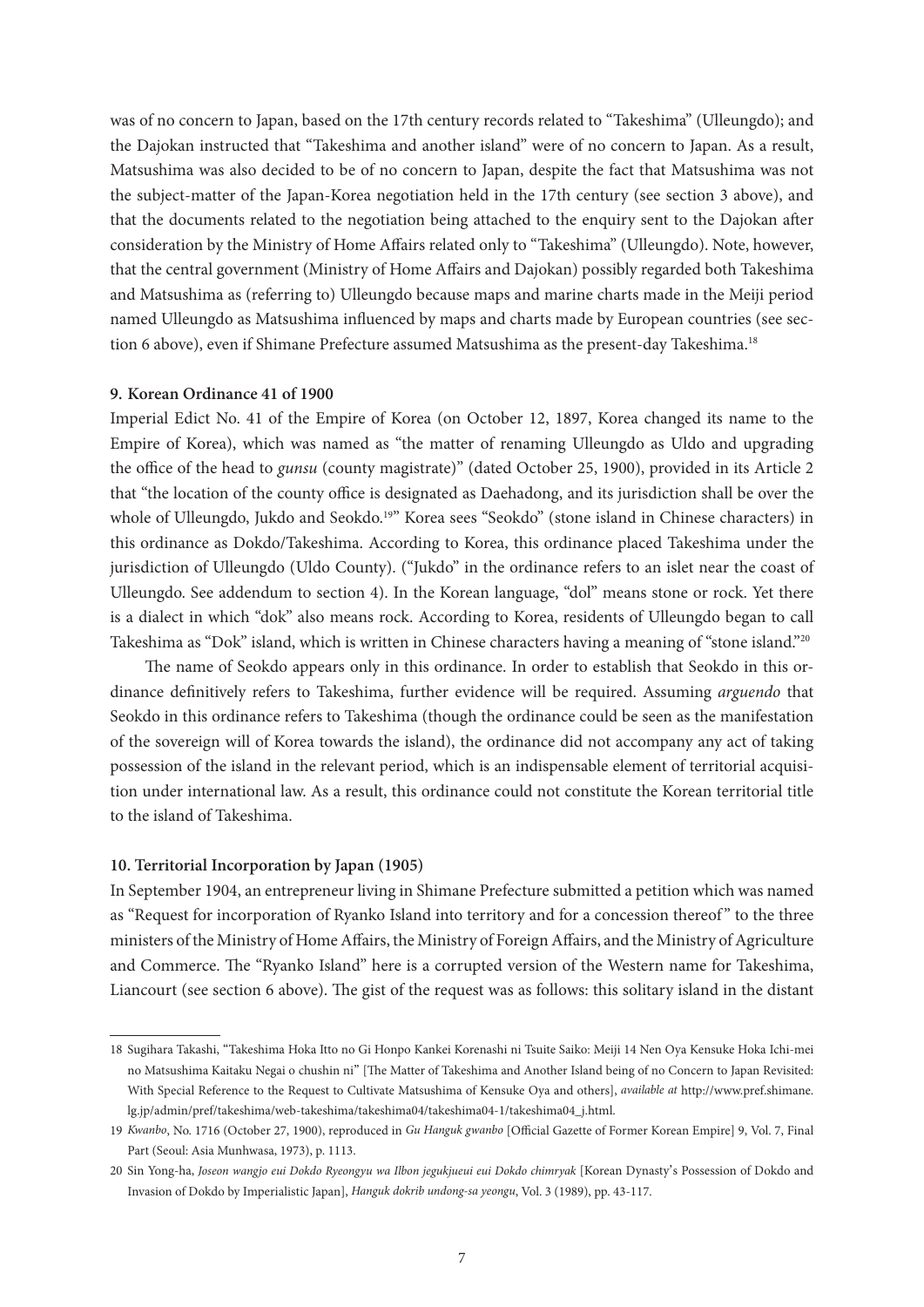was of no concern to Japan, based on the 17th century records related to "Takeshima" (Ulleungdo); and the Dajokan instructed that "Takeshima and another island" were of no concern to Japan. As a result, Matsushima was also decided to be of no concern to Japan, despite the fact that Matsushima was not the subject-matter of the Japan-Korea negotiation held in the 17th century (see section 3 above), and that the documents related to the negotiation being attached to the enquiry sent to the Dajokan after consideration by the Ministry of Home Affairs related only to "Takeshima" (Ulleungdo). Note, however, that the central government (Ministry of Home Affairs and Dajokan) possibly regarded both Takeshima and Matsushima as (referring to) Ulleungdo because maps and marine charts made in the Meiji period named Ulleungdo as Matsushima influenced by maps and charts made by European countries (see section 6 above), even if Shimane Prefecture assumed Matsushima as the present-day Takeshima.[18]

### 9. Korean Ordinance 41 of 1900

Imperial Edict No. 41 of the Empire of Korea (on October 12, 1897, Korea changed its name to the Empire of Korea), which was named as "the matter of renaming Ulleungdo as Uldo and upgrading the office of the head to *gunsu* (county magistrate)" (dated October 25, 1900), provided in its Article 2 that "the location of the county office is designated as Daehadong, and its jurisdiction shall be over the whole of Ulleungdo, Jukdo and Seokdo.[19]" Korea sees "Seokdo" (stone island in Chinese characters) in this ordinance as Dokdo/Takeshima. According to Korea, this ordinance placed Takeshima under the jurisdiction of Ulleungdo (Uldo County). ("Jukdo" in the ordinance refers to an islet near the coast of Ulleungdo. See addendum to section 4). In the Korean language, "dol" means stone or rock. Yet there is a dialect in which "dok" also means rock. According to Korea, residents of Ulleungdo began to call Takeshima as "Dok" island, which is written in Chinese characters having a meaning of "stone island."[20]

The name of Seokdo appears only in this ordinance. In order to establish that Seokdo in this ordinance definitively refers to Takeshima, further evidence will be required. Assuming *arguendo* that Seokdo in this ordinance refers to Takeshima (though the ordinance could be seen as the manifestation of the sovereign will of Korea towards the island), the ordinance did not accompany any act of taking possession of the island in the relevant period, which is an indispensable element of territorial acquisition under international law. As a result, this ordinance could not constitute the Korean territorial title to the island of Takeshima.

### 10. Territorial Incorporation by Japan (1905)

In September 1904, an entrepreneur living in Shimane Prefecture submitted a petition which was named as "Request for incorporation of Ryanko Island into territory and for a concession thereof" to the three ministers of the Ministry of Home Affairs, the Ministry of Foreign Affairs, and the Ministry of Agriculture and Commerce. The "Ryanko Island" here is a corrupted version of the Western name for Takeshima, Liancourt (see section 6 above). The gist of the request was as follows: this solitary island in the distant

---

18 Sugihara Takashi, "Takeshima Hoka Itto no Gi Honpo Kankei Korenashi ni Tsuite Saiko: Meiji 14 Nen Oya Kensuke Hoka Ichi-mei no Matsushima Kaitaku Negai o chushin ni" [The Matter of Takeshima and Another Island being of no Concern to Japan Revisited: With Special Reference to the Request to Cultivate Matsushima of Kensuke Oya and others], *available at* http://www.pref.shimane.lg.jp/admin/pref/takeshima/web-takeshima/takeshima04/takeshima04-1/takeshima04_j.html.

19 *Kwanbo*, No. 1716 (October 27, 1900), reproduced in *Gu Hanguk gwanbo* [Official Gazette of Former Korean Empire] 9, Vol. 7, Final Part (Seoul: Asia Munhwasa, 1973), p. 1113.

20 Sin Yong-ha, *Joseon wangjo eui Dokdo Ryeongyu wa Ilbon jegukjueui eui Dokdo chimryak* [Korean Dynasty's Possession of Dokdo and Invasion of Dokdo by Imperialistic Japan], *Hanguk dokrib undong-sa yeongu*, Vol. 3 (1989), pp. 43-117.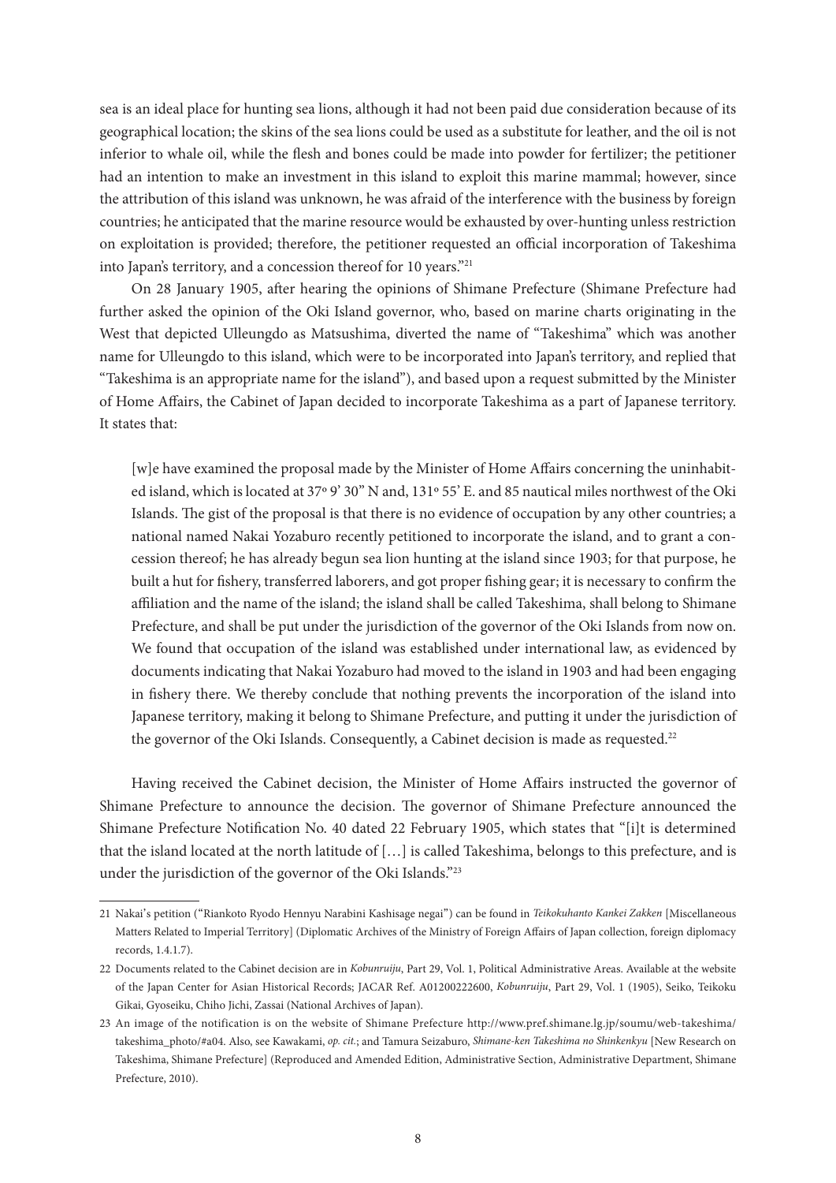sea is an ideal place for hunting sea lions, although it had not been paid due consideration because of its geographical location; the skins of the sea lions could be used as a substitute for leather, and the oil is not inferior to whale oil, while the flesh and bones could be made into powder for fertilizer; the petitioner had an intention to make an investment in this island to exploit this marine mammal; however, since the attribution of this island was unknown, he was afraid of the interference with the business by foreign countries; he anticipated that the marine resource would be exhausted by over-hunting unless restriction on exploitation is provided; therefore, the petitioner requested an official incorporation of Takeshima into Japan's territory, and a concession thereof for 10 years."[21]

On 28 January 1905, after hearing the opinions of Shimane Prefecture (Shimane Prefecture had further asked the opinion of the Oki Island governor, who, based on marine charts originating in the West that depicted Ulleungdo as Matsushima, diverted the name of "Takeshima" which was another name for Ulleungdo to this island, which were to be incorporated into Japan's territory, and replied that "Takeshima is an appropriate name for the island"), and based upon a request submitted by the Minister of Home Affairs, the Cabinet of Japan decided to incorporate Takeshima as a part of Japanese territory. It states that:

> [w]e have examined the proposal made by the Minister of Home Affairs concerning the uninhabited island, which is located at 37º 9' 30" N and, 131º 55' E. and 85 nautical miles northwest of the Oki Islands. The gist of the proposal is that there is no evidence of occupation by any other countries; a national named Nakai Yozaburo recently petitioned to incorporate the island, and to grant a concession thereof; he has already begun sea lion hunting at the island since 1903; for that purpose, he built a hut for fishery, transferred laborers, and got proper fishing gear; it is necessary to confirm the affiliation and the name of the island; the island shall be called Takeshima, shall belong to Shimane Prefecture, and shall be put under the jurisdiction of the governor of the Oki Islands from now on. We found that occupation of the island was established under international law, as evidenced by documents indicating that Nakai Yozaburo had moved to the island in 1903 and had been engaging in fishery there. We thereby conclude that nothing prevents the incorporation of the island into Japanese territory, making it belong to Shimane Prefecture, and putting it under the jurisdiction of the governor of the Oki Islands. Consequently, a Cabinet decision is made as requested.[22]

Having received the Cabinet decision, the Minister of Home Affairs instructed the governor of Shimane Prefecture to announce the decision. The governor of Shimane Prefecture announced the Shimane Prefecture Notification No. 40 dated 22 February 1905, which states that "[i]t is determined that the island located at the north latitude of […] is called Takeshima, belongs to this prefecture, and is under the jurisdiction of the governor of the Oki Islands."[23]

---

21 Nakai's petition ("Riankoto Ryodo Hennyu Narabini Kashisage negai") can be found in *Teikokuhanto Kankei Zakken* [Miscellaneous Matters Related to Imperial Territory] (Diplomatic Archives of the Ministry of Foreign Affairs of Japan collection, foreign diplomacy records, 1.4.1.7).

22 Documents related to the Cabinet decision are in *Kobunruiju*, Part 29, Vol. 1, Political Administrative Areas. Available at the website of the Japan Center for Asian Historical Records; JACAR Ref. A01200222600, *Kobunruiju*, Part 29, Vol. 1 (1905), Seiko, Teikoku Gikai, Gyoseiku, Chiho Jichi, Zassai (National Archives of Japan).

23 An image of the notification is on the website of Shimane Prefecture http://www.pref.shimane.lg.jp/soumu/web-takeshima/takeshima_photo/#a04. Also, see Kawakami, *op. cit.*; and Tamura Seizaburo, *Shimane-ken Takeshima no Shinkenkyu* [New Research on Takeshima, Shimane Prefecture] (Reproduced and Amended Edition, Administrative Section, Administrative Department, Shimane Prefecture, 2010).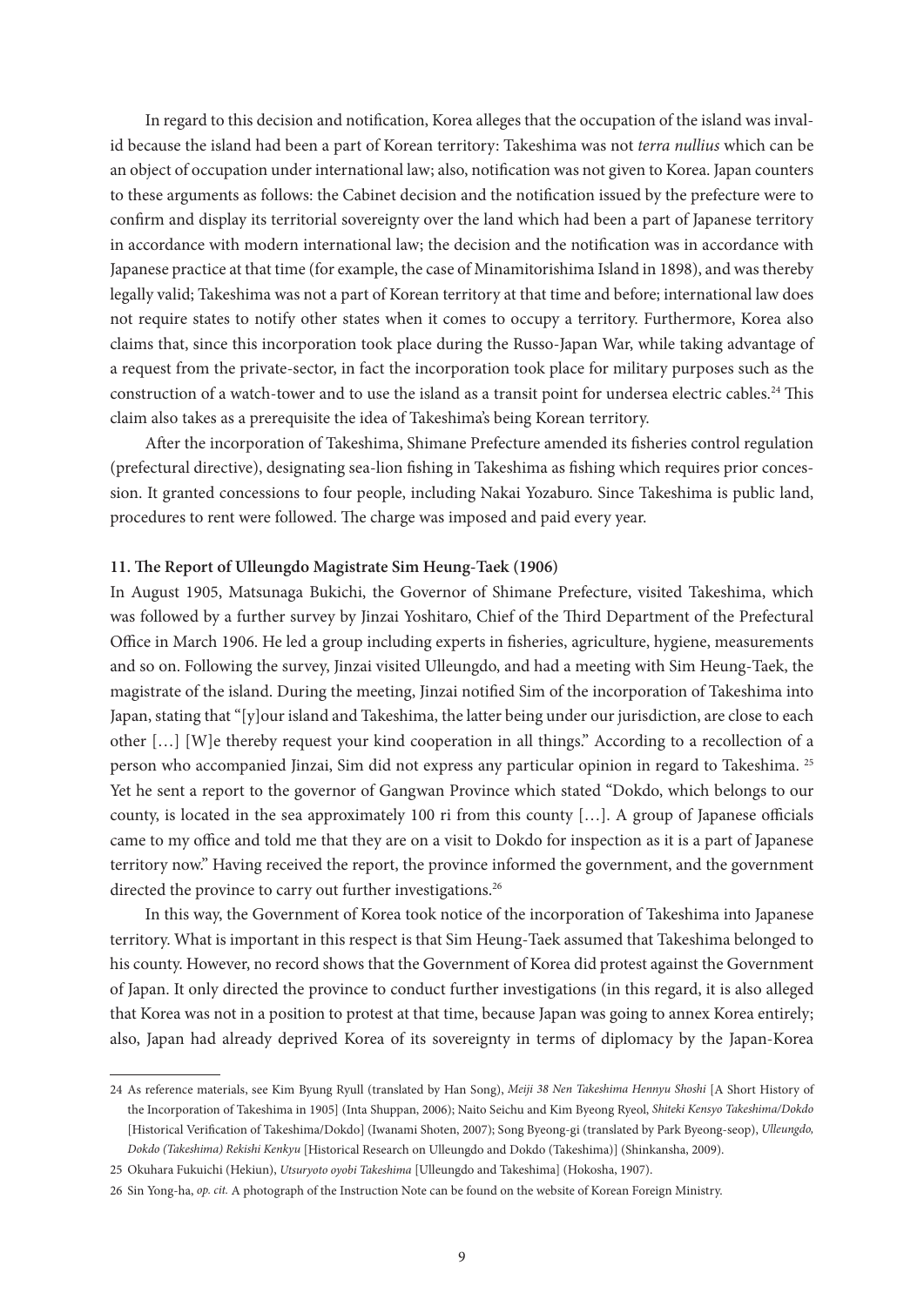In regard to this decision and notification, Korea alleges that the occupation of the island was invalid because the island had been a part of Korean territory: Takeshima was not *terra nullius* which can be an object of occupation under international law; also, notification was not given to Korea. Japan counters to these arguments as follows: the Cabinet decision and the notification issued by the prefecture were to confirm and display its territorial sovereignty over the land which had been a part of Japanese territory in accordance with modern international law; the decision and the notification was in accordance with Japanese practice at that time (for example, the case of Minamitorishima Island in 1898), and was thereby legally valid; Takeshima was not a part of Korean territory at that time and before; international law does not require states to notify other states when it comes to occupy a territory. Furthermore, Korea also claims that, since this incorporation took place during the Russo-Japan War, while taking advantage of a request from the private-sector, in fact the incorporation took place for military purposes such as the construction of a watch-tower and to use the island as a transit point for undersea electric cables.[24] This claim also takes as a prerequisite the idea of Takeshima's being Korean territory.

After the incorporation of Takeshima, Shimane Prefecture amended its fisheries control regulation (prefectural directive), designating sea-lion fishing in Takeshima as fishing which requires prior concession. It granted concessions to four people, including Nakai Yozaburo. Since Takeshima is public land, procedures to rent were followed. The charge was imposed and paid every year.

**11. The Report of Ulleungdo Magistrate Sim Heung-Taek (1906)**

In August 1905, Matsunaga Bukichi, the Governor of Shimane Prefecture, visited Takeshima, which was followed by a further survey by Jinzai Yoshitaro, Chief of the Third Department of the Prefectural Office in March 1906. He led a group including experts in fisheries, agriculture, hygiene, measurements and so on. Following the survey, Jinzai visited Ulleungdo, and had a meeting with Sim Heung-Taek, the magistrate of the island. During the meeting, Jinzai notified Sim of the incorporation of Takeshima into Japan, stating that "[y]our island and Takeshima, the latter being under our jurisdiction, are close to each other […] [W]e thereby request your kind cooperation in all things." According to a recollection of a person who accompanied Jinzai, Sim did not express any particular opinion in regard to Takeshima.[25] Yet he sent a report to the governor of Gangwan Province which stated "Dokdo, which belongs to our county, is located in the sea approximately 100 ri from this county […]. A group of Japanese officials came to my office and told me that they are on a visit to Dokdo for inspection as it is a part of Japanese territory now." Having received the report, the province informed the government, and the government directed the province to carry out further investigations.[26]

In this way, the Government of Korea took notice of the incorporation of Takeshima into Japanese territory. What is important in this respect is that Sim Heung-Taek assumed that Takeshima belonged to his county. However, no record shows that the Government of Korea did protest against the Government of Japan. It only directed the province to conduct further investigations (in this regard, it is also alleged that Korea was not in a position to protest at that time, because Japan was going to annex Korea entirely; also, Japan had already deprived Korea of its sovereignty in terms of diplomacy by the Japan-Korea

---

24 As reference materials, see Kim Byung Ryull (translated by Han Song), *Meiji 38 Nen Takeshima Hennyu Shoshi* [A Short History of the Incorporation of Takeshima in 1905] (Inta Shuppan, 2006); Naito Seichu and Kim Byeong Ryeol, *Shiteki Kensyo Takeshima/Dokdo* [Historical Verification of Takeshima/Dokdo] (Iwanami Shoten, 2007); Song Byeong-gi (translated by Park Byeong-seop), *Ulleungdo, Dokdo (Takeshima) Rekishi Kenkyu* [Historical Research on Ulleungdo and Dokdo (Takeshima)] (Shinkansha, 2009).

25 Okuhara Fukuichi (Hekiun), *Utsuryoto oyobi Takeshima* [Ulleungdo and Takeshima] (Hokosha, 1907).

26 Sin Yong-ha, *op. cit.* A photograph of the Instruction Note can be found on the website of Korean Foreign Ministry.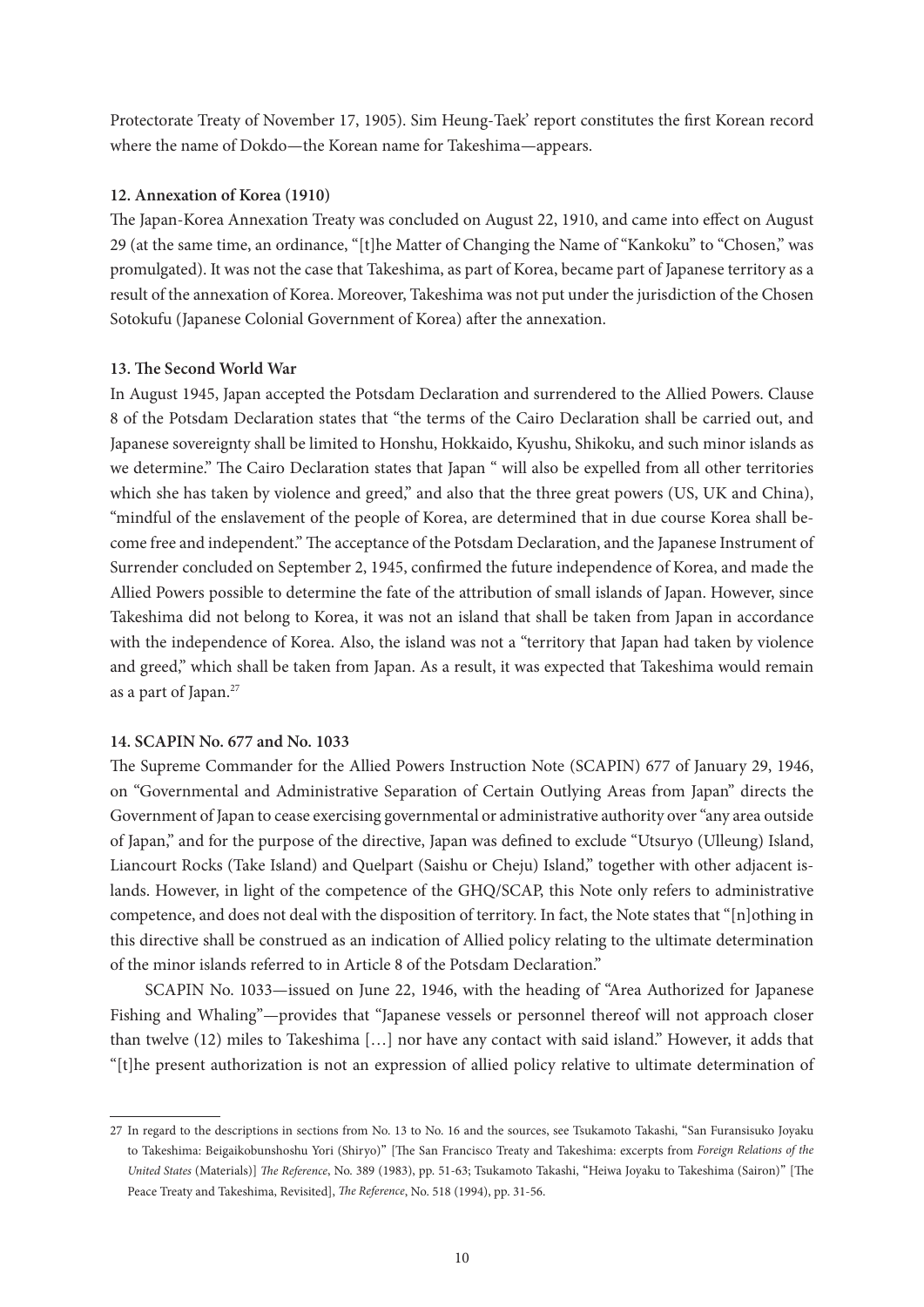Protectorate Treaty of November 17, 1905). Sim Heung-Taek' report constitutes the first Korean record where the name of Dokdo—the Korean name for Takeshima—appears.

#### 12. Annexation of Korea (1910)

The Japan-Korea Annexation Treaty was concluded on August 22, 1910, and came into effect on August 29 (at the same time, an ordinance, "[t]he Matter of Changing the Name of "Kankoku" to "Chosen," was promulgated). It was not the case that Takeshima, as part of Korea, became part of Japanese territory as a result of the annexation of Korea. Moreover, Takeshima was not put under the jurisdiction of the Chosen Sotokufu (Japanese Colonial Government of Korea) after the annexation.

#### 13. The Second World War

In August 1945, Japan accepted the Potsdam Declaration and surrendered to the Allied Powers. Clause 8 of the Potsdam Declaration states that "the terms of the Cairo Declaration shall be carried out, and Japanese sovereignty shall be limited to Honshu, Hokkaido, Kyushu, Shikoku, and such minor islands as we determine." The Cairo Declaration states that Japan " will also be expelled from all other territories which she has taken by violence and greed," and also that the three great powers (US, UK and China), "mindful of the enslavement of the people of Korea, are determined that in due course Korea shall become free and independent." The acceptance of the Potsdam Declaration, and the Japanese Instrument of Surrender concluded on September 2, 1945, confirmed the future independence of Korea, and made the Allied Powers possible to determine the fate of the attribution of small islands of Japan. However, since Takeshima did not belong to Korea, it was not an island that shall be taken from Japan in accordance with the independence of Korea. Also, the island was not a "territory that Japan had taken by violence and greed," which shall be taken from Japan. As a result, it was expected that Takeshima would remain as a part of Japan.[27]

#### 14. SCAPIN No. 677 and No. 1033

The Supreme Commander for the Allied Powers Instruction Note (SCAPIN) 677 of January 29, 1946, on "Governmental and Administrative Separation of Certain Outlying Areas from Japan" directs the Government of Japan to cease exercising governmental or administrative authority over "any area outside of Japan," and for the purpose of the directive, Japan was defined to exclude "Utsuryo (Ulleung) Island, Liancourt Rocks (Take Island) and Quelpart (Saishu or Cheju) Island," together with other adjacent islands. However, in light of the competence of the GHQ/SCAP, this Note only refers to administrative competence, and does not deal with the disposition of territory. In fact, the Note states that "[n]othing in this directive shall be construed as an indication of Allied policy relating to the ultimate determination of the minor islands referred to in Article 8 of the Potsdam Declaration."

SCAPIN No. 1033—issued on June 22, 1946, with the heading of "Area Authorized for Japanese Fishing and Whaling"—provides that "Japanese vessels or personnel thereof will not approach closer than twelve (12) miles to Takeshima […] nor have any contact with said island." However, it adds that "[t]he present authorization is not an expression of allied policy relative to ultimate determination of

---

27 In regard to the descriptions in sections from No. 13 to No. 16 and the sources, see Tsukamoto Takashi, "San Furansisuko Joyaku to Takeshima: Beigaikobunshoshu Yori (Shiryo)" [The San Francisco Treaty and Takeshima: excerpts from *Foreign Relations of the United States* (Materials)] *The Reference*, No. 389 (1983), pp. 51-63; Tsukamoto Takashi, "Heiwa Joyaku to Takeshima (Sairon)" [The Peace Treaty and Takeshima, Revisited], *The Reference*, No. 518 (1994), pp. 31-56.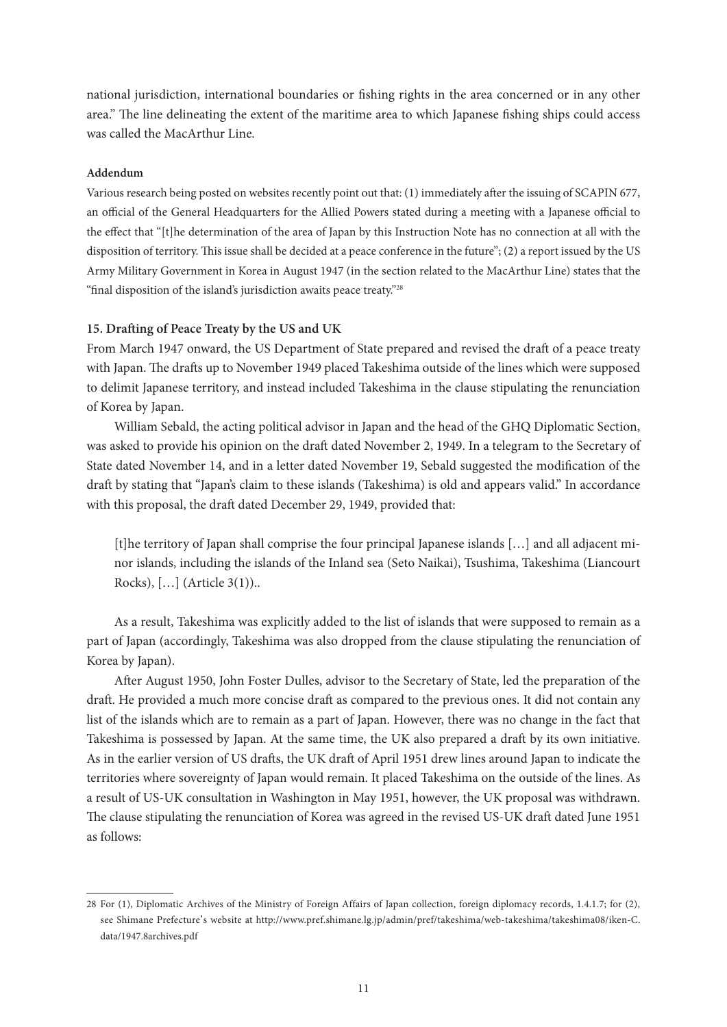national jurisdiction, international boundaries or fishing rights in the area concerned or in any other area." The line delineating the extent of the maritime area to which Japanese fishing ships could access was called the MacArthur Line.

**Addendum**

Various research being posted on websites recently point out that: (1) immediately after the issuing of SCAPIN 677, an official of the General Headquarters for the Allied Powers stated during a meeting with a Japanese official to the effect that "[t]he determination of the area of Japan by this Instruction Note has no connection at all with the disposition of territory. This issue shall be decided at a peace conference in the future"; (2) a report issued by the US Army Military Government in Korea in August 1947 (in the section related to the MacArthur Line) states that the "final disposition of the island's jurisdiction awaits peace treaty."[28]

### 15. Drafting of Peace Treaty by the US and UK

From March 1947 onward, the US Department of State prepared and revised the draft of a peace treaty with Japan. The drafts up to November 1949 placed Takeshima outside of the lines which were supposed to delimit Japanese territory, and instead included Takeshima in the clause stipulating the renunciation of Korea by Japan.

William Sebald, the acting political advisor in Japan and the head of the GHQ Diplomatic Section, was asked to provide his opinion on the draft dated November 2, 1949. In a telegram to the Secretary of State dated November 14, and in a letter dated November 19, Sebald suggested the modification of the draft by stating that "Japan's claim to these islands (Takeshima) is old and appears valid." In accordance with this proposal, the draft dated December 29, 1949, provided that:

> [t]he territory of Japan shall comprise the four principal Japanese islands […] and all adjacent minor islands, including the islands of the Inland sea (Seto Naikai), Tsushima, Takeshima (Liancourt Rocks), […] (Article 3(1))..

As a result, Takeshima was explicitly added to the list of islands that were supposed to remain as a part of Japan (accordingly, Takeshima was also dropped from the clause stipulating the renunciation of Korea by Japan).

After August 1950, John Foster Dulles, advisor to the Secretary of State, led the preparation of the draft. He provided a much more concise draft as compared to the previous ones. It did not contain any list of the islands which are to remain as a part of Japan. However, there was no change in the fact that Takeshima is possessed by Japan. At the same time, the UK also prepared a draft by its own initiative. As in the earlier version of US drafts, the UK draft of April 1951 drew lines around Japan to indicate the territories where sovereignty of Japan would remain. It placed Takeshima on the outside of the lines. As a result of US-UK consultation in Washington in May 1951, however, the UK proposal was withdrawn. The clause stipulating the renunciation of Korea was agreed in the revised US-UK draft dated June 1951 as follows:

---

28 For (1), Diplomatic Archives of the Ministry of Foreign Affairs of Japan collection, foreign diplomacy records, 1.4.1.7; for (2), see Shimane Prefecture's website at http://www.pref.shimane.lg.jp/admin/pref/takeshima/web-takeshima/takeshima08/iken-C.data/1947.8archives.pdf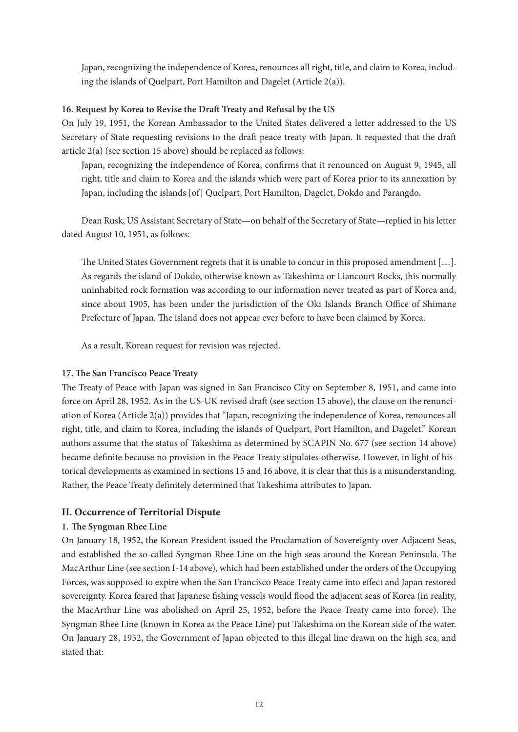Japan, recognizing the independence of Korea, renounces all right, title, and claim to Korea, including the islands of Quelpart, Port Hamilton and Dagelet (Article 2(a)).

**16. Request by Korea to Revise the Draft Treaty and Refusal by the US**

On July 19, 1951, the Korean Ambassador to the United States delivered a letter addressed to the US Secretary of State requesting revisions to the draft peace treaty with Japan. It requested that the draft article 2(a) (see section 15 above) should be replaced as follows:

> Japan, recognizing the independence of Korea, confirms that it renounced on August 9, 1945, all right, title and claim to Korea and the islands which were part of Korea prior to its annexation by Japan, including the islands [of] Quelpart, Port Hamilton, Dagelet, Dokdo and Parangdo.

Dean Rusk, US Assistant Secretary of State—on behalf of the Secretary of State—replied in his letter dated August 10, 1951, as follows:

> The United States Government regrets that it is unable to concur in this proposed amendment [...]. As regards the island of Dokdo, otherwise known as Takeshima or Liancourt Rocks, this normally uninhabited rock formation was according to our information never treated as part of Korea and, since about 1905, has been under the jurisdiction of the Oki Islands Branch Office of Shimane Prefecture of Japan. The island does not appear ever before to have been claimed by Korea.

As a result, Korean request for revision was rejected.

**17. The San Francisco Peace Treaty**

The Treaty of Peace with Japan was signed in San Francisco City on September 8, 1951, and came into force on April 28, 1952. As in the US-UK revised draft (see section 15 above), the clause on the renunciation of Korea (Article 2(a)) provides that "Japan, recognizing the independence of Korea, renounces all right, title, and claim to Korea, including the islands of Quelpart, Port Hamilton, and Dagelet." Korean authors assume that the status of Takeshima as determined by SCAPIN No. 677 (see section 14 above) became definite because no provision in the Peace Treaty stipulates otherwise. However, in light of historical developments as examined in sections 15 and 16 above, it is clear that this is a misunderstanding. Rather, the Peace Treaty definitely determined that Takeshima attributes to Japan.

## II. Occurrence of Territorial Dispute

### 1. The Syngman Rhee Line

On January 18, 1952, the Korean President issued the Proclamation of Sovereignty over Adjacent Seas, and established the so-called Syngman Rhee Line on the high seas around the Korean Peninsula. The MacArthur Line (see section I-14 above), which had been established under the orders of the Occupying Forces, was supposed to expire when the San Francisco Peace Treaty came into effect and Japan restored sovereignty. Korea feared that Japanese fishing vessels would flood the adjacent seas of Korea (in reality, the MacArthur Line was abolished on April 25, 1952, before the Peace Treaty came into force). The Syngman Rhee Line (known in Korea as the Peace Line) put Takeshima on the Korean side of the water. On January 28, 1952, the Government of Japan objected to this illegal line drawn on the high sea, and stated that: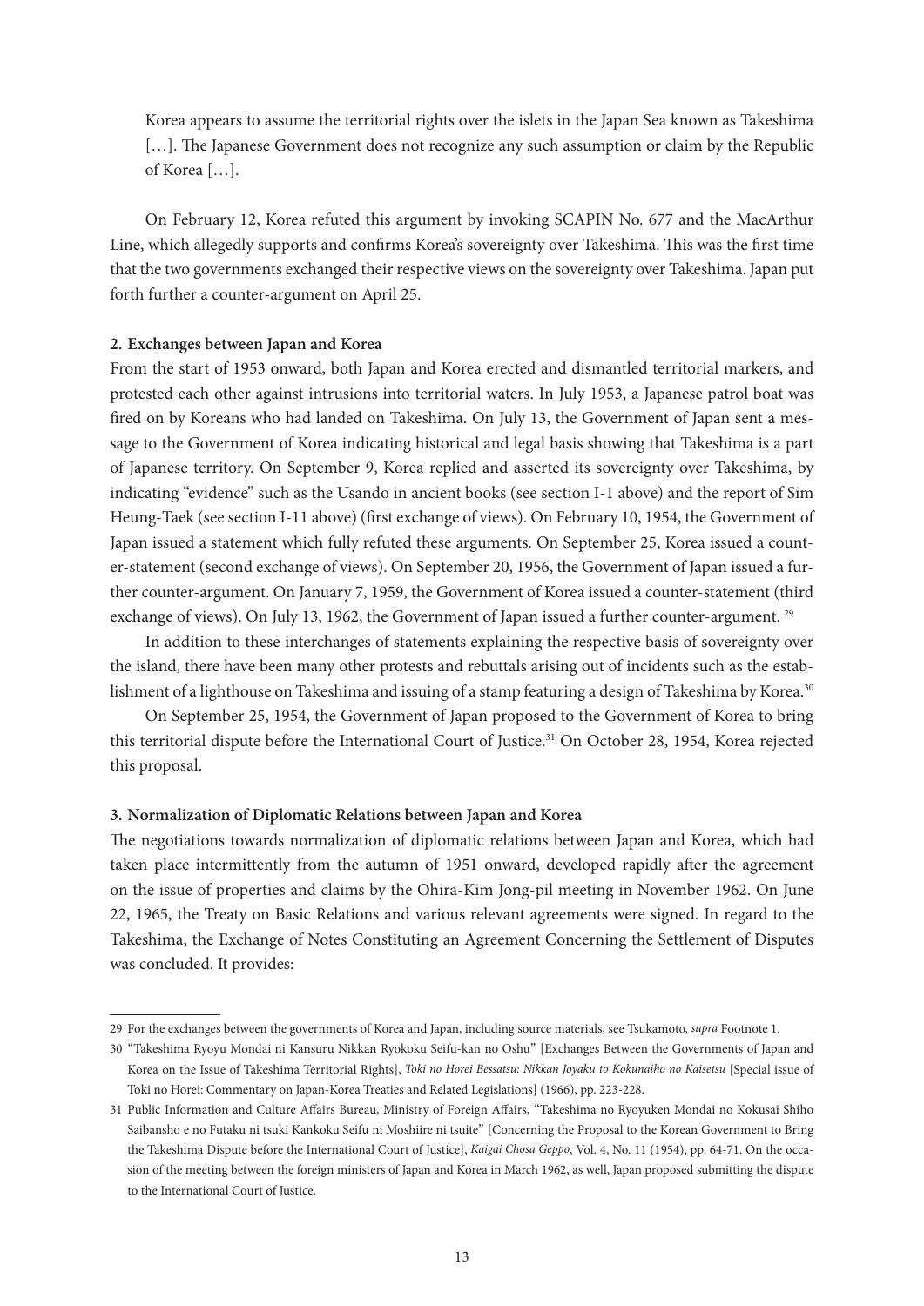> Korea appears to assume the territorial rights over the islets in the Japan Sea known as Takeshima […]. The Japanese Government does not recognize any such assumption or claim by the Republic of Korea […].

On February 12, Korea refuted this argument by invoking SCAPIN No. 677 and the MacArthur Line, which allegedly supports and confirms Korea's sovereignty over Takeshima. This was the first time that the two governments exchanged their respective views on the sovereignty over Takeshima. Japan put forth further a counter-argument on April 25.

### 2. Exchanges between Japan and Korea

From the start of 1953 onward, both Japan and Korea erected and dismantled territorial markers, and protested each other against intrusions into territorial waters. In July 1953, a Japanese patrol boat was fired on by Koreans who had landed on Takeshima. On July 13, the Government of Japan sent a message to the Government of Korea indicating historical and legal basis showing that Takeshima is a part of Japanese territory. On September 9, Korea replied and asserted its sovereignty over Takeshima, by indicating "evidence" such as the Usando in ancient books (see section I-1 above) and the report of Sim Heung-Taek (see section I-11 above) (first exchange of views). On February 10, 1954, the Government of Japan issued a statement which fully refuted these arguments. On September 25, Korea issued a counter-statement (second exchange of views). On September 20, 1956, the Government of Japan issued a further counter-argument. On January 7, 1959, the Government of Korea issued a counter-statement (third exchange of views). On July 13, 1962, the Government of Japan issued a further counter-argument. [29]

In addition to these interchanges of statements explaining the respective basis of sovereignty over the island, there have been many other protests and rebuttals arising out of incidents such as the establishment of a lighthouse on Takeshima and issuing of a stamp featuring a design of Takeshima by Korea.[30]

On September 25, 1954, the Government of Japan proposed to the Government of Korea to bring this territorial dispute before the International Court of Justice.[31] On October 28, 1954, Korea rejected this proposal.

### 3. Normalization of Diplomatic Relations between Japan and Korea

The negotiations towards normalization of diplomatic relations between Japan and Korea, which had taken place intermittently from the autumn of 1951 onward, developed rapidly after the agreement on the issue of properties and claims by the Ohira-Kim Jong-pil meeting in November 1962. On June 22, 1965, the Treaty on Basic Relations and various relevant agreements were signed. In regard to the Takeshima, the Exchange of Notes Constituting an Agreement Concerning the Settlement of Disputes was concluded. It provides:

---

29 For the exchanges between the governments of Korea and Japan, including source materials, see Tsukamoto, *supra* Footnote 1.

30 "Takeshima Ryoyu Mondai ni Kansuru Nikkan Ryokoku Seifu-kan no Oshu" [Exchanges Between the Governments of Japan and Korea on the Issue of Takeshima Territorial Rights], *Toki no Horei Bessatsu: Nikkan Joyaku to Kokunaiho no Kaisetsu* [Special issue of Toki no Horei: Commentary on Japan-Korea Treaties and Related Legislations] (1966), pp. 223-228.

31 Public Information and Culture Affairs Bureau, Ministry of Foreign Affairs, "Takeshima no Ryoyuken Mondai no Kokusai Shiho Saibansho e no Futaku ni tsuki Kankoku Seifu ni Moshiire ni tsuite" [Concerning the Proposal to the Korean Government to Bring the Takeshima Dispute before the International Court of Justice], *Kaigai Chosa Geppo*, Vol. 4, No. 11 (1954), pp. 64-71. On the occasion of the meeting between the foreign ministers of Japan and Korea in March 1962, as well, Japan proposed submitting the dispute to the International Court of Justice.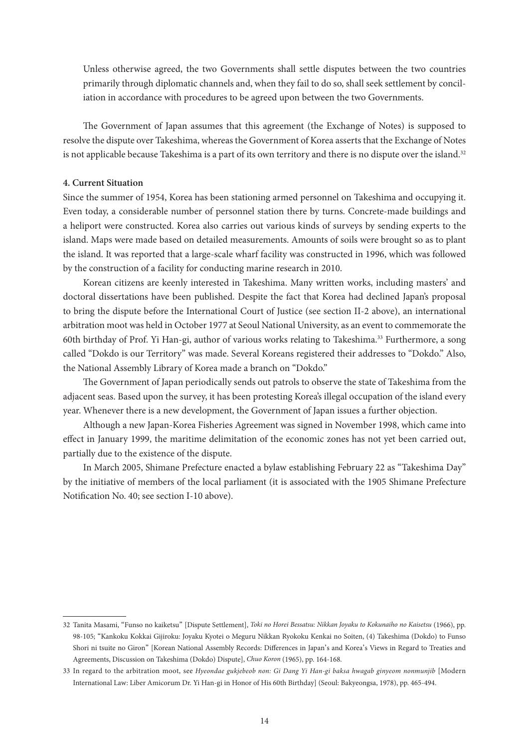> Unless otherwise agreed, the two Governments shall settle disputes between the two countries primarily through diplomatic channels and, when they fail to do so, shall seek settlement by conciliation in accordance with procedures to be agreed upon between the two Governments.

The Government of Japan assumes that this agreement (the Exchange of Notes) is supposed to resolve the dispute over Takeshima, whereas the Government of Korea asserts that the Exchange of Notes is not applicable because Takeshima is a part of its own territory and there is no dispute over the island.[32]

**4. Current Situation**

Since the summer of 1954, Korea has been stationing armed personnel on Takeshima and occupying it. Even today, a considerable number of personnel station there by turns. Concrete-made buildings and a heliport were constructed. Korea also carries out various kinds of surveys by sending experts to the island. Maps were made based on detailed measurements. Amounts of soils were brought so as to plant the island. It was reported that a large-scale wharf facility was constructed in 1996, which was followed by the construction of a facility for conducting marine research in 2010.

Korean citizens are keenly interested in Takeshima. Many written works, including masters' and doctoral dissertations have been published. Despite the fact that Korea had declined Japan's proposal to bring the dispute before the International Court of Justice (see section II-2 above), an international arbitration moot was held in October 1977 at Seoul National University, as an event to commemorate the 60th birthday of Prof. Yi Han-gi, author of various works relating to Takeshima.[33] Furthermore, a song called "Dokdo is our Territory" was made. Several Koreans registered their addresses to "Dokdo." Also, the National Assembly Library of Korea made a branch on "Dokdo."

The Government of Japan periodically sends out patrols to observe the state of Takeshima from the adjacent seas. Based upon the survey, it has been protesting Korea's illegal occupation of the island every year. Whenever there is a new development, the Government of Japan issues a further objection.

Although a new Japan-Korea Fisheries Agreement was signed in November 1998, which came into effect in January 1999, the maritime delimitation of the economic zones has not yet been carried out, partially due to the existence of the dispute.

In March 2005, Shimane Prefecture enacted a bylaw establishing February 22 as "Takeshima Day" by the initiative of members of the local parliament (it is associated with the 1905 Shimane Prefecture Notification No. 40; see section I-10 above).

---

32 Tanita Masami, "Funso no kaiketsu" [Dispute Settlement], *Toki no Horei Bessatsu: Nikkan Joyaku to Kokunaiho no Kaisetsu* (1966), pp. 98-105; "Kankoku Kokkai Gijiroku: Joyaku Kyotei o Meguru Nikkan Ryokoku Kenkai no Soiten, (4) Takeshima (Dokdo) to Funso Shori ni tsuite no Giron" [Korean National Assembly Records: Differences in Japan's and Korea's Views in Regard to Treaties and Agreements, Discussion on Takeshima (Dokdo) Dispute], *Chuo Koron* (1965), pp. 164-168.

33 In regard to the arbitration moot, see *Hyeondae gukjebeob non: Gi Dang Yi Han-gi baksa hwagab ginyeom nonmunjib* [Modern International Law: Liber Amicorum Dr. Yi Han-gi in Honor of His 60th Birthday] (Seoul: Bakyeongsa, 1978), pp. 465-494.